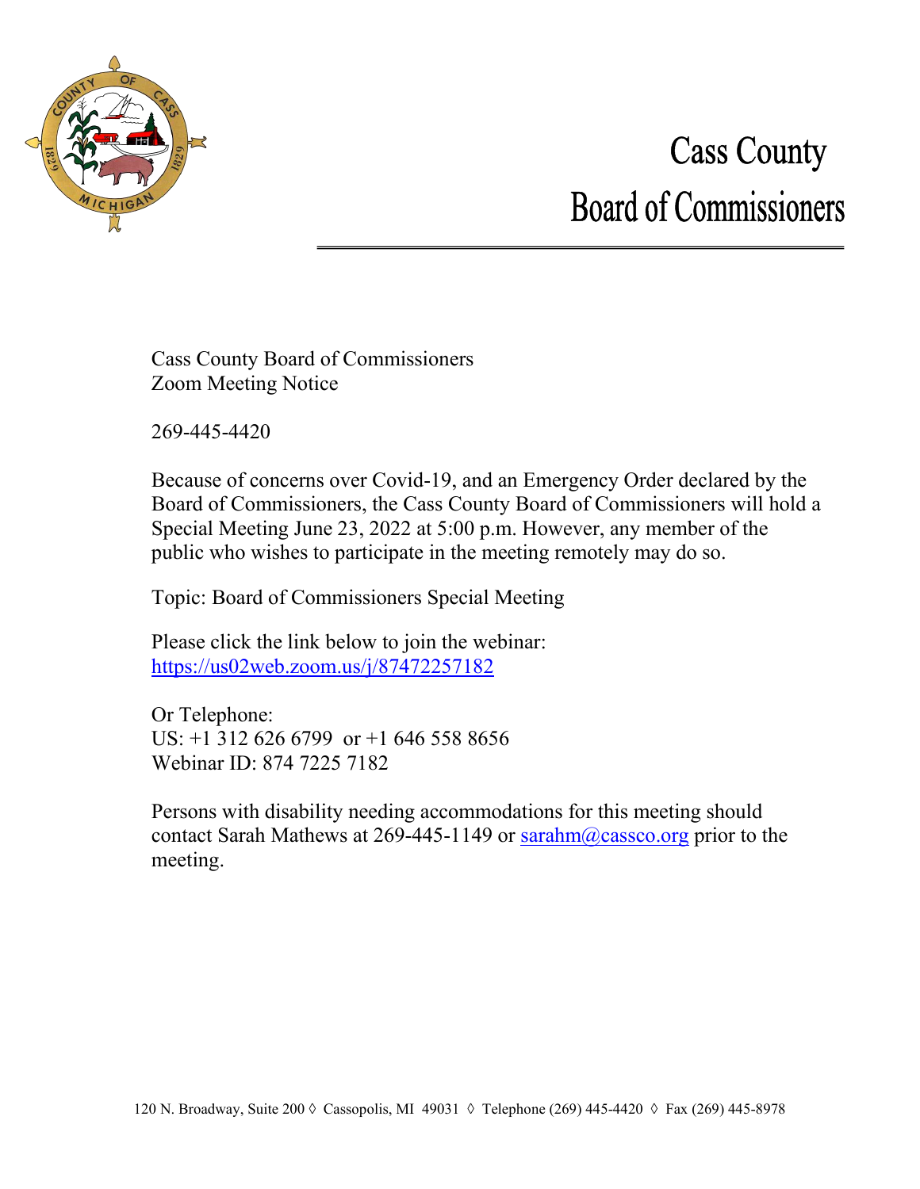# Cass County Board of Commissioners

Cass County Board of Commissioners
Zoom Meeting Notice

269-445-4420

Because of concerns over Covid-19, and an Emergency Order declared by the Board of Commissioners, the Cass County Board of Commissioners will hold a Special Meeting June 23, 2022 at 5:00 p.m. However, any member of the public who wishes to participate in the meeting remotely may do so.

Topic: Board of Commissioners Special Meeting

Please click the link below to join the webinar:
https://us02web.zoom.us/j/87472257182

Or Telephone:
US: +1 312 626 6799 or +1 646 558 8656
Webinar ID: 874 7225 7182

Persons with disability needing accommodations for this meeting should contact Sarah Mathews at 269-445-1149 or sarahm@cassco.org prior to the meeting.

120 N. Broadway, Suite 200 ◊ Cassopolis, MI 49031 ◊ Telephone (269) 445-4420 ◊ Fax (269) 445-8978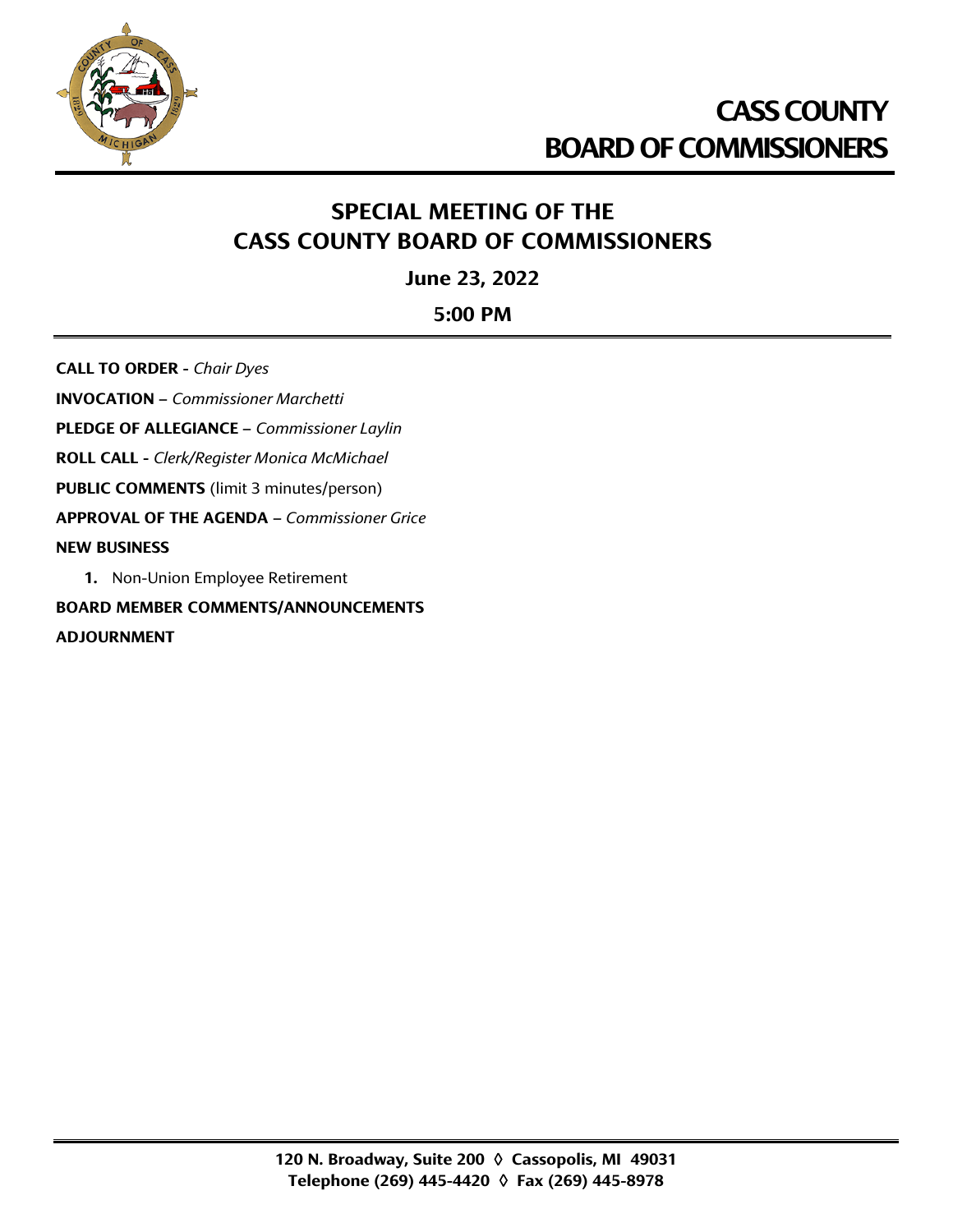# CASS COUNTY BOARD OF COMMISSIONERS

## SPECIAL MEETING OF THE CASS COUNTY BOARD OF COMMISSIONERS

**June 23, 2022**

**5:00 PM**

**CALL TO ORDER** - *Chair Dyes*

**INVOCATION** – *Commissioner Marchetti*

**PLEDGE OF ALLEGIANCE** – *Commissioner Laylin*

**ROLL CALL** - *Clerk/Register Monica McMichael*

**PUBLIC COMMENTS** (limit 3 minutes/person)

**APPROVAL OF THE AGENDA** – *Commissioner Grice*

**NEW BUSINESS**

1. Non-Union Employee Retirement

**BOARD MEMBER COMMENTS/ANNOUNCEMENTS**

**ADJOURNMENT**

**120 N. Broadway, Suite 200 ◊ Cassopolis, MI 49031**
**Telephone (269) 445-4420 ◊ Fax (269) 445-8978**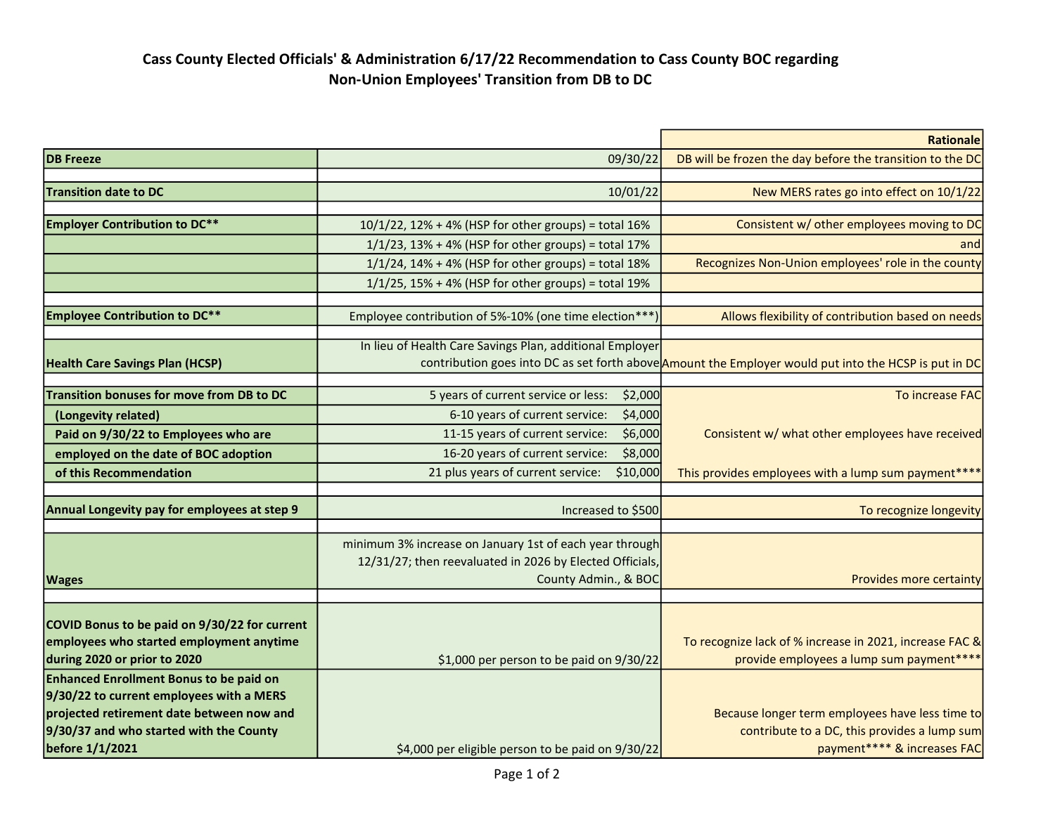# Cass County Elected Officials' & Administration 6/17/22 Recommendation to Cass County BOC regarding Non-Union Employees' Transition from DB to DC

| | | Rationale |
|---|---|---|
| **DB Freeze** | 09/30/22 | DB will be frozen the day before the transition to the DC |
| | | |
| **Transition date to DC** | 10/01/22 | New MERS rates go into effect on 10/1/22 |
| | | |
| **Employer Contribution to DC**** | 10/1/22, 12% + 4% (HSP for other groups) = total 16% | Consistent w/ other employees moving to DC |
| | 1/1/23, 13% + 4% (HSP for other groups) = total 17% | and |
| | 1/1/24, 14% + 4% (HSP for other groups) = total 18% | Recognizes Non-Union employees' role in the county |
| | 1/1/25, 15% + 4% (HSP for other groups) = total 19% | |
| | | |
| **Employee Contribution to DC**** | Employee contribution of 5%-10% (one time election***) | Allows flexibility of contribution based on needs |
| | | |
| **Health Care Savings Plan (HCSP)** | In lieu of Health Care Savings Plan, additional Employer contribution goes into DC as set forth above | Amount the Employer would put into the HCSP is put in DC |
| | | |
| **Transition bonuses for move from DB to DC** | 5 years of current service or less: $2,000 | To increase FAC |
| **(Longevity related)** | 6-10 years of current service: $4,000 | |
| **Paid on 9/30/22 to Employees who are** | 11-15 years of current service: $6,000 | Consistent w/ what other employees have received |
| **employed on the date of BOC adoption** | 16-20 years of current service: $8,000 | |
| **of this Recommendation** | 21 plus years of current service: $10,000 | This provides employees with a lump sum payment**** |
| | | |
| **Annual Longevity pay for employees at step 9** | Increased to $500 | To recognize longevity |
| | | |
| **Wages** | minimum 3% increase on January 1st of each year through 12/31/27; then reevaluated in 2026 by Elected Officials, County Admin., & BOC | Provides more certainty |
| | | |
| **COVID Bonus to be paid on 9/30/22 for current employees who started employment anytime during 2020 or prior to 2020** | $1,000 per person to be paid on 9/30/22 | To recognize lack of % increase in 2021, increase FAC & provide employees a lump sum payment**** |
| **Enhanced Enrollment Bonus to be paid on 9/30/22 to current employees with a MERS projected retirement date between now and 9/30/37 and who started with the County before 1/1/2021** | $4,000 per eligible person to be paid on 9/30/22 | Because longer term employees have less time to contribute to a DC, this provides a lump sum payment**** & increases FAC |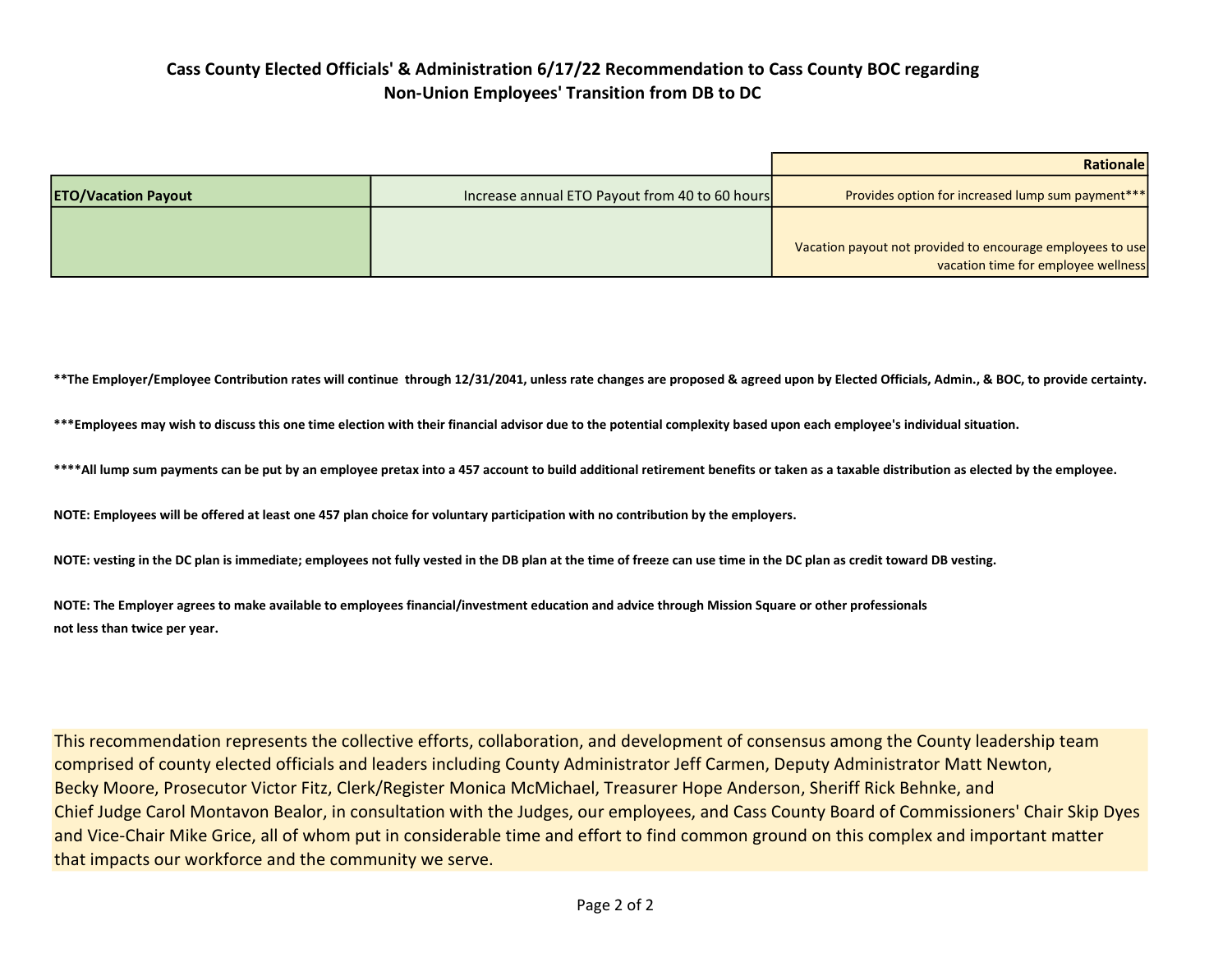## Cass County Elected Officials' & Administration 6/17/22 Recommendation to Cass County BOC regarding Non-Union Employees' Transition from DB to DC

| | | Rationale |
|---|---|---|
| **ETO/Vacation Payout** | Increase annual ETO Payout from 40 to 60 hours | Provides option for increased lump sum payment*** |
| | | Vacation payout not provided to encourage employees to use vacation time for employee wellness |

**The Employer/Employee Contribution rates will continue through 12/31/2041, unless rate changes are proposed & agreed upon by Elected Officials, Admin., & BOC, to provide certainty.**

**\*\*\*Employees may wish to discuss this one time election with their financial advisor due to the potential complexity based upon each employee's individual situation.**

**\*\*\*\*All lump sum payments can be put by an employee pretax into a 457 account to build additional retirement benefits or taken as a taxable distribution as elected by the employee.**

**NOTE: Employees will be offered at least one 457 plan choice for voluntary participation with no contribution by the employers.**

**NOTE: vesting in the DC plan is immediate; employees not fully vested in the DB plan at the time of freeze can use time in the DC plan as credit toward DB vesting.**

**NOTE: The Employer agrees to make available to employees financial/investment education and advice through Mission Square or other professionals not less than twice per year.**

This recommendation represents the collective efforts, collaboration, and development of consensus among the County leadership team comprised of county elected officials and leaders including County Administrator Jeff Carmen, Deputy Administrator Matt Newton, Becky Moore, Prosecutor Victor Fitz, Clerk/Register Monica McMichael, Treasurer Hope Anderson, Sheriff Rick Behnke, and Chief Judge Carol Montavon Bealor, in consultation with the Judges, our employees, and Cass County Board of Commissioners' Chair Skip Dyes and Vice-Chair Mike Grice, all of whom put in considerable time and effort to find common ground on this complex and important matter that impacts our workforce and the community we serve.